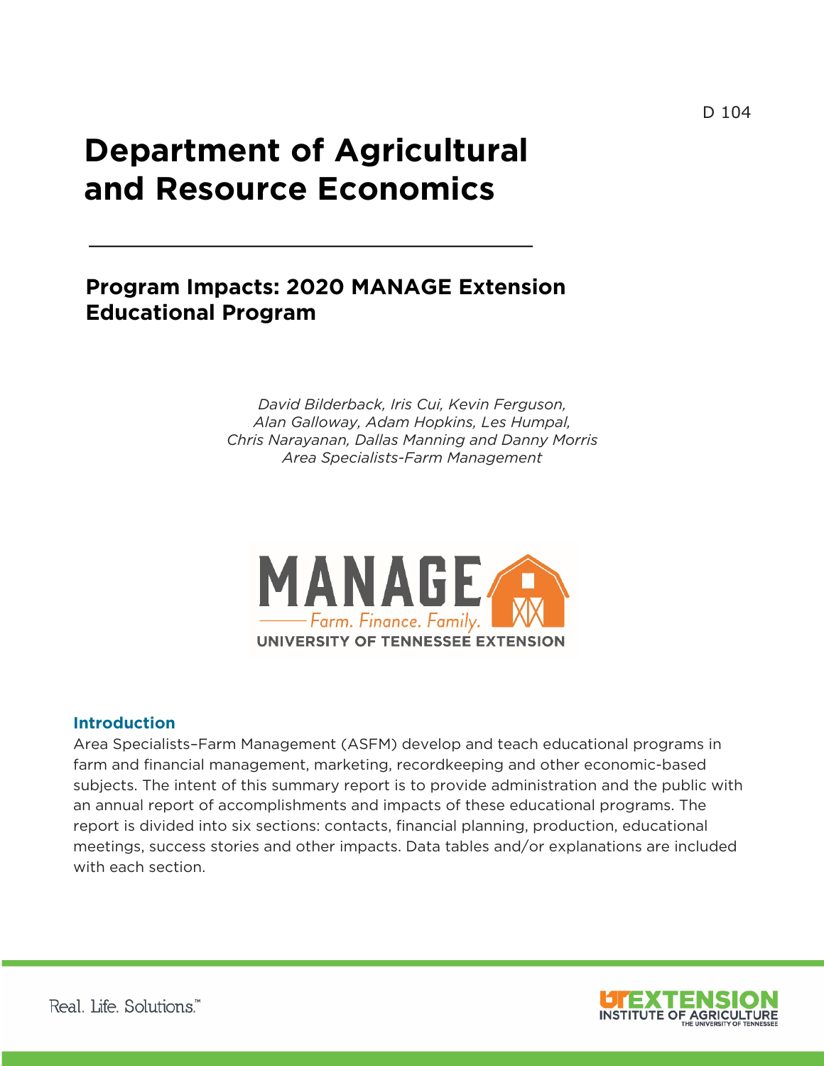D 104

# Department of Agricultural and Resource Economics

## Program Impacts: 2020 MANAGE Extension Educational Program

*David Bilderback, Iris Cui, Kevin Ferguson,*
*Alan Galloway, Adam Hopkins, Les Humpal,*
*Chris Narayanan, Dallas Manning and Danny Morris*
*Area Specialists-Farm Management*

MANAGE
Farm. Finance. Family.
UNIVERSITY OF TENNESSEE EXTENSION

### Introduction

Area Specialists–Farm Management (ASFM) develop and teach educational programs in farm and financial management, marketing, recordkeeping and other economic-based subjects. The intent of this summary report is to provide administration and the public with an annual report of accomplishments and impacts of these educational programs. The report is divided into six sections: contacts, financial planning, production, educational meetings, success stories and other impacts. Data tables and/or explanations are included with each section.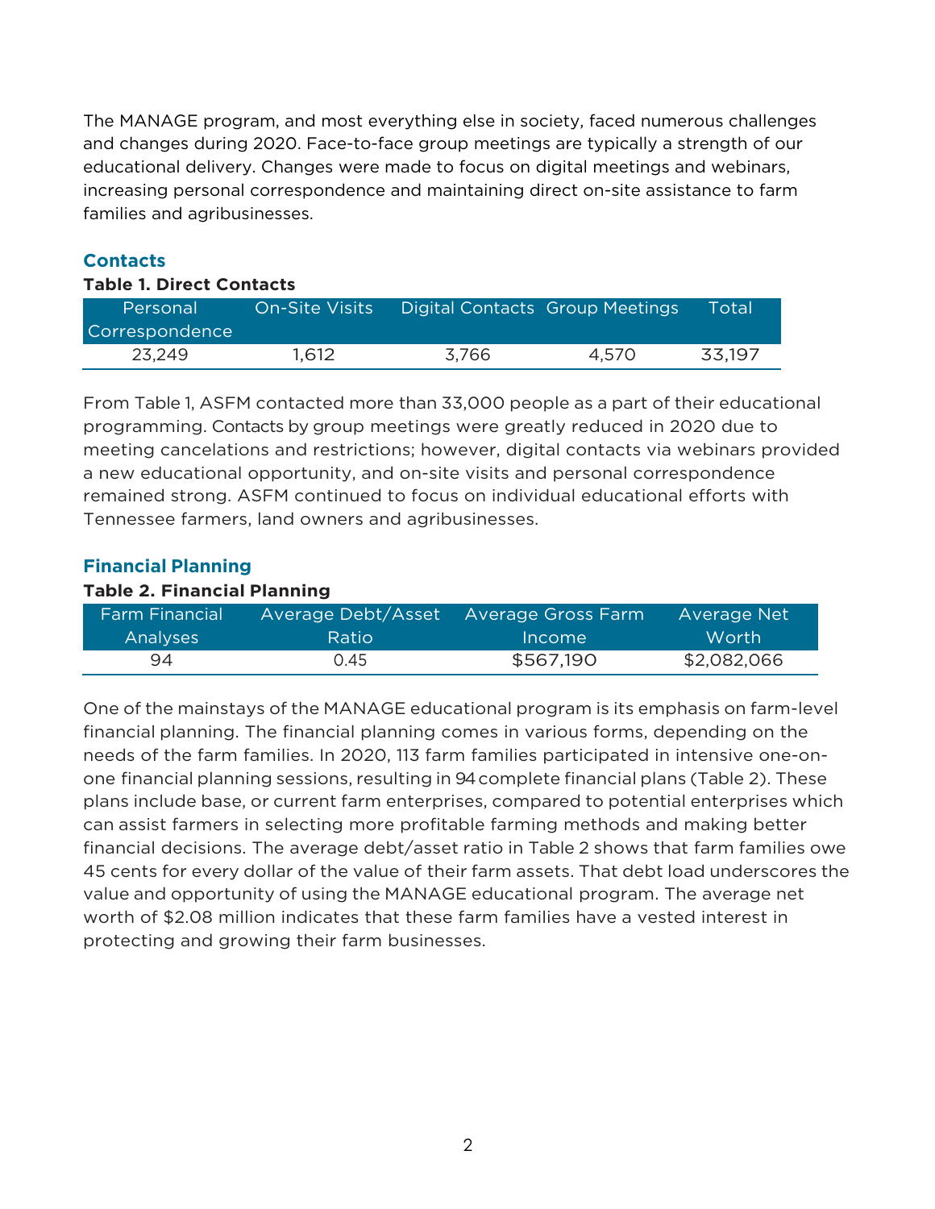The MANAGE program, and most everything else in society, faced numerous challenges and changes during 2020. Face-to-face group meetings are typically a strength of our educational delivery. Changes were made to focus on digital meetings and webinars, increasing personal correspondence and maintaining direct on-site assistance to farm families and agribusinesses.

## Contacts

**Table 1. Direct Contacts**

| Personal Correspondence | On-Site Visits | Digital Contacts | Group Meetings | Total |
|---|---|---|---|---|
| 23,249 | 1,612 | 3,766 | 4,570 | 33,197 |

From Table 1, ASFM contacted more than 33,000 people as a part of their educational programming. Contacts by group meetings were greatly reduced in 2020 due to meeting cancelations and restrictions; however, digital contacts via webinars provided a new educational opportunity, and on-site visits and personal correspondence remained strong. ASFM continued to focus on individual educational efforts with Tennessee farmers, land owners and agribusinesses.

## Financial Planning

**Table 2. Financial Planning**

| Farm Financial Analyses | Average Debt/Asset Ratio | Average Gross Farm Income | Average Net Worth |
|---|---|---|---|
| 94 | 0.45 | $567,190 | $2,082,066 |

One of the mainstays of the MANAGE educational program is its emphasis on farm-level financial planning. The financial planning comes in various forms, depending on the needs of the farm families. In 2020, 113 farm families participated in intensive one-on-one financial planning sessions, resulting in 94 complete financial plans (Table 2). These plans include base, or current farm enterprises, compared to potential enterprises which can assist farmers in selecting more profitable farming methods and making better financial decisions. The average debt/asset ratio in Table 2 shows that farm families owe 45 cents for every dollar of the value of their farm assets. That debt load underscores the value and opportunity of using the MANAGE educational program. The average net worth of $2.08 million indicates that these farm families have a vested interest in protecting and growing their farm businesses.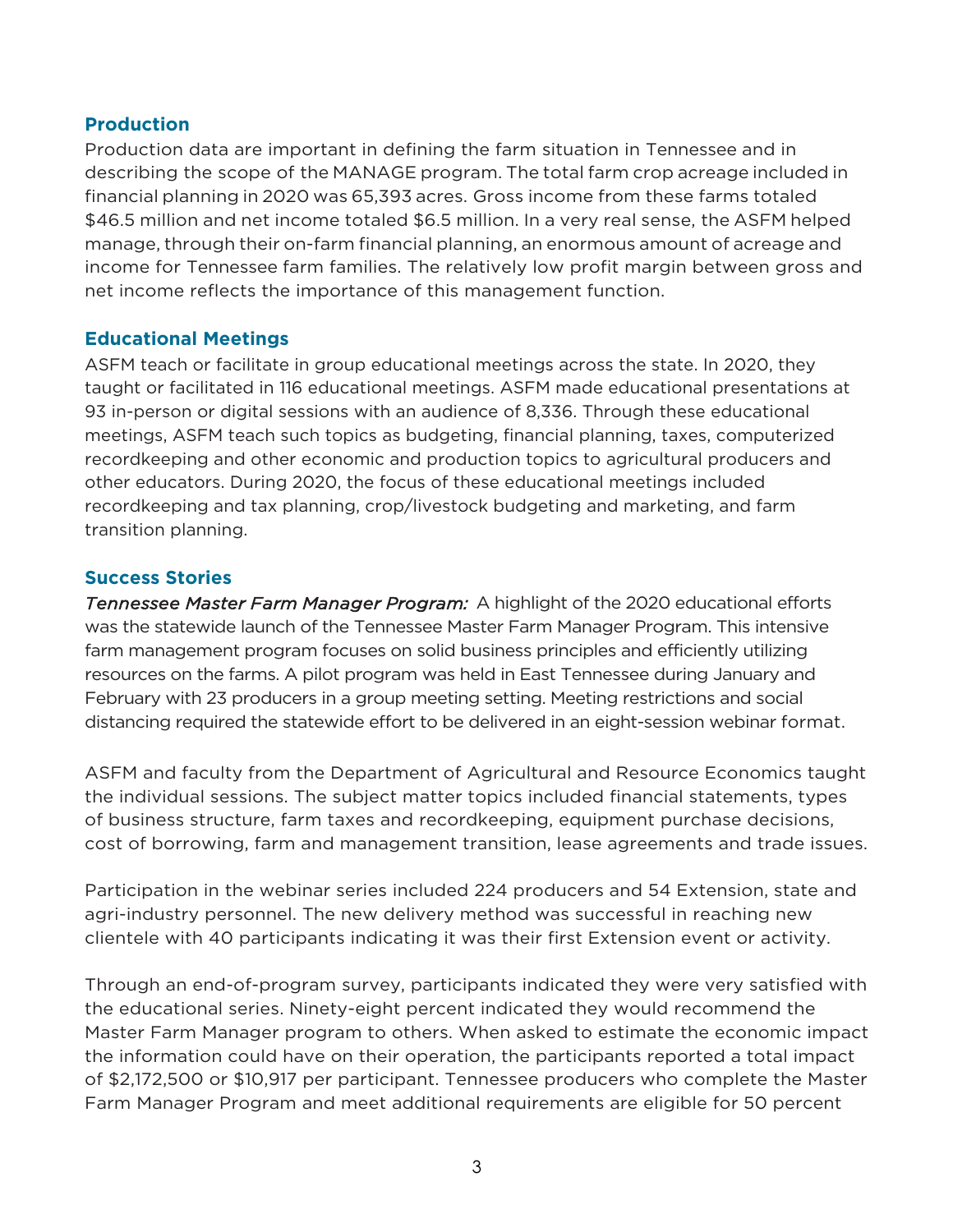## Production

Production data are important in defining the farm situation in Tennessee and in describing the scope of the MANAGE program. The total farm crop acreage included in financial planning in 2020 was 65,393 acres. Gross income from these farms totaled $46.5 million and net income totaled $6.5 million. In a very real sense, the ASFM helped manage, through their on-farm financial planning, an enormous amount of acreage and income for Tennessee farm families. The relatively low profit margin between gross and net income reflects the importance of this management function.

## Educational Meetings

ASFM teach or facilitate in group educational meetings across the state. In 2020, they taught or facilitated in 116 educational meetings. ASFM made educational presentations at 93 in-person or digital sessions with an audience of 8,336. Through these educational meetings, ASFM teach such topics as budgeting, financial planning, taxes, computerized recordkeeping and other economic and production topics to agricultural producers and other educators. During 2020, the focus of these educational meetings included recordkeeping and tax planning, crop/livestock budgeting and marketing, and farm transition planning.

## Success Stories

*Tennessee Master Farm Manager Program:* A highlight of the 2020 educational efforts was the statewide launch of the Tennessee Master Farm Manager Program. This intensive farm management program focuses on solid business principles and efficiently utilizing resources on the farms. A pilot program was held in East Tennessee during January and February with 23 producers in a group meeting setting. Meeting restrictions and social distancing required the statewide effort to be delivered in an eight-session webinar format.

ASFM and faculty from the Department of Agricultural and Resource Economics taught the individual sessions. The subject matter topics included financial statements, types of business structure, farm taxes and recordkeeping, equipment purchase decisions, cost of borrowing, farm and management transition, lease agreements and trade issues.

Participation in the webinar series included 224 producers and 54 Extension, state and agri-industry personnel. The new delivery method was successful in reaching new clientele with 40 participants indicating it was their first Extension event or activity.

Through an end-of-program survey, participants indicated they were very satisfied with the educational series. Ninety-eight percent indicated they would recommend the Master Farm Manager program to others. When asked to estimate the economic impact the information could have on their operation, the participants reported a total impact of $2,172,500 or $10,917 per participant. Tennessee producers who complete the Master Farm Manager Program and meet additional requirements are eligible for 50 percent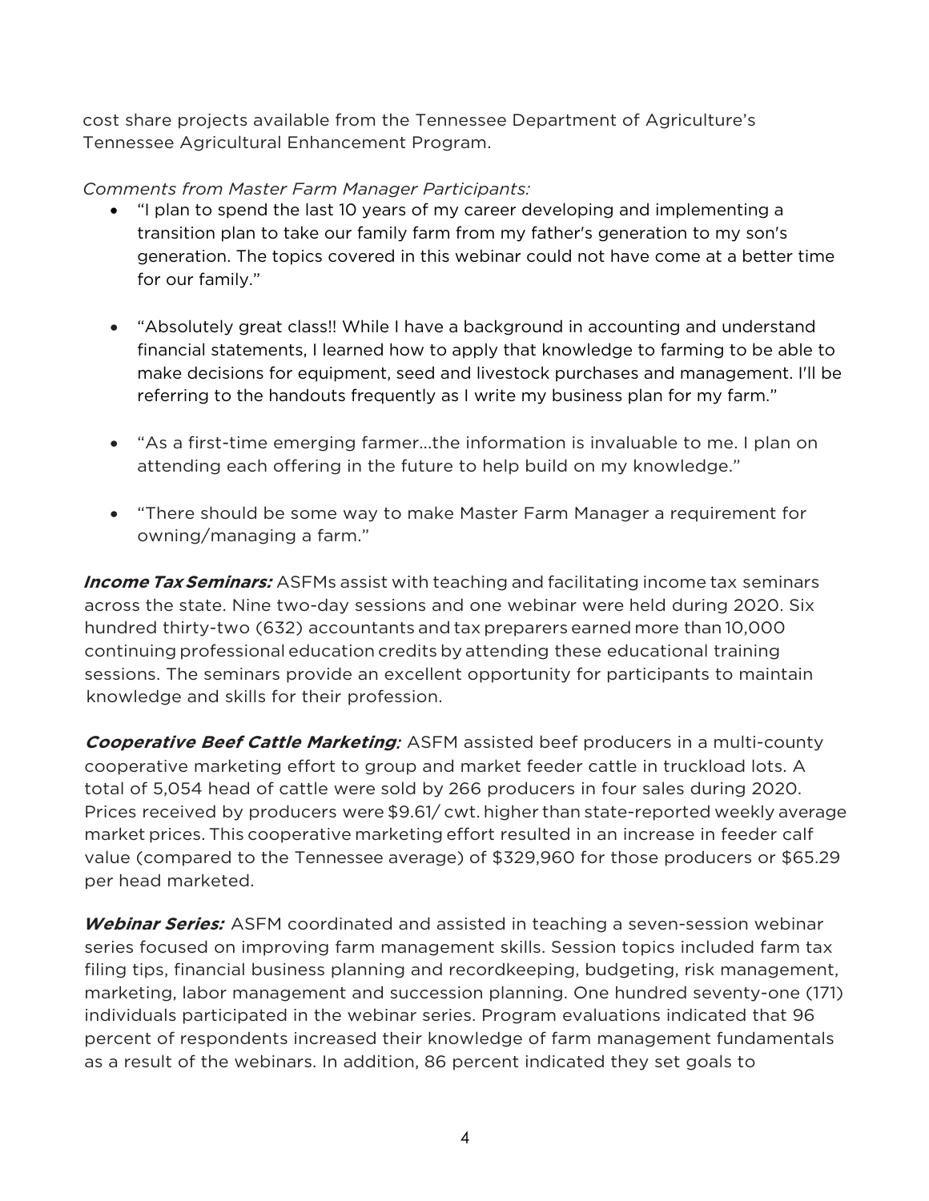cost share projects available from the Tennessee Department of Agriculture's Tennessee Agricultural Enhancement Program.

*Comments from Master Farm Manager Participants:*

- "I plan to spend the last 10 years of my career developing and implementing a transition plan to take our family farm from my father's generation to my son's generation. The topics covered in this webinar could not have come at a better time for our family."
- "Absolutely great class!! While I have a background in accounting and understand financial statements, I learned how to apply that knowledge to farming to be able to make decisions for equipment, seed and livestock purchases and management. I'll be referring to the handouts frequently as I write my business plan for my farm."
- "As a first-time emerging farmer…the information is invaluable to me. I plan on attending each offering in the future to help build on my knowledge."
- "There should be some way to make Master Farm Manager a requirement for owning/managing a farm."

***Income Tax Seminars:*** ASFMs assist with teaching and facilitating income tax seminars across the state. Nine two-day sessions and one webinar were held during 2020. Six hundred thirty-two (632) accountants and tax preparers earned more than 10,000 continuing professional education credits by attending these educational training sessions. The seminars provide an excellent opportunity for participants to maintain knowledge and skills for their profession.

***Cooperative Beef Cattle Marketing:*** ASFM assisted beef producers in a multi-county cooperative marketing effort to group and market feeder cattle in truckload lots. A total of 5,054 head of cattle were sold by 266 producers in four sales during 2020. Prices received by producers were $9.61/ cwt. higher than state-reported weekly average market prices. This cooperative marketing effort resulted in an increase in feeder calf value (compared to the Tennessee average) of $329,960 for those producers or $65.29 per head marketed.

***Webinar Series:*** ASFM coordinated and assisted in teaching a seven-session webinar series focused on improving farm management skills. Session topics included farm tax filing tips, financial business planning and recordkeeping, budgeting, risk management, marketing, labor management and succession planning. One hundred seventy-one (171) individuals participated in the webinar series. Program evaluations indicated that 96 percent of respondents increased their knowledge of farm management fundamentals as a result of the webinars. In addition, 86 percent indicated they set goals to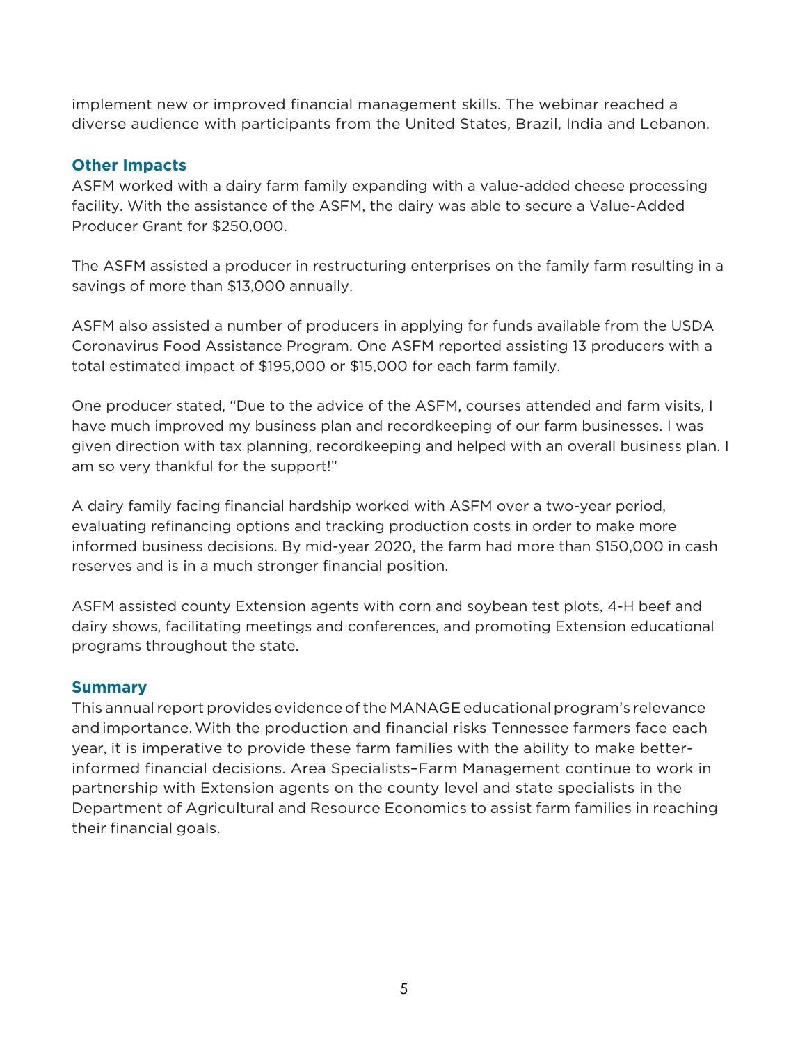implement new or improved financial management skills. The webinar reached a diverse audience with participants from the United States, Brazil, India and Lebanon.

## Other Impacts

ASFM worked with a dairy farm family expanding with a value-added cheese processing facility. With the assistance of the ASFM, the dairy was able to secure a Value-Added Producer Grant for $250,000.

The ASFM assisted a producer in restructuring enterprises on the family farm resulting in a savings of more than $13,000 annually.

ASFM also assisted a number of producers in applying for funds available from the USDA Coronavirus Food Assistance Program. One ASFM reported assisting 13 producers with a total estimated impact of $195,000 or $15,000 for each farm family.

One producer stated, "Due to the advice of the ASFM, courses attended and farm visits, I have much improved my business plan and recordkeeping of our farm businesses. I was given direction with tax planning, recordkeeping and helped with an overall business plan. I am so very thankful for the support!"

A dairy family facing financial hardship worked with ASFM over a two-year period, evaluating refinancing options and tracking production costs in order to make more informed business decisions. By mid-year 2020, the farm had more than $150,000 in cash reserves and is in a much stronger financial position.

ASFM assisted county Extension agents with corn and soybean test plots, 4-H beef and dairy shows, facilitating meetings and conferences, and promoting Extension educational programs throughout the state.

## Summary

This annual report provides evidence of the MANAGE educational program's relevance and importance. With the production and financial risks Tennessee farmers face each year, it is imperative to provide these farm families with the ability to make better-informed financial decisions. Area Specialists–Farm Management continue to work in partnership with Extension agents on the county level and state specialists in the Department of Agricultural and Resource Economics to assist farm families in reaching their financial goals.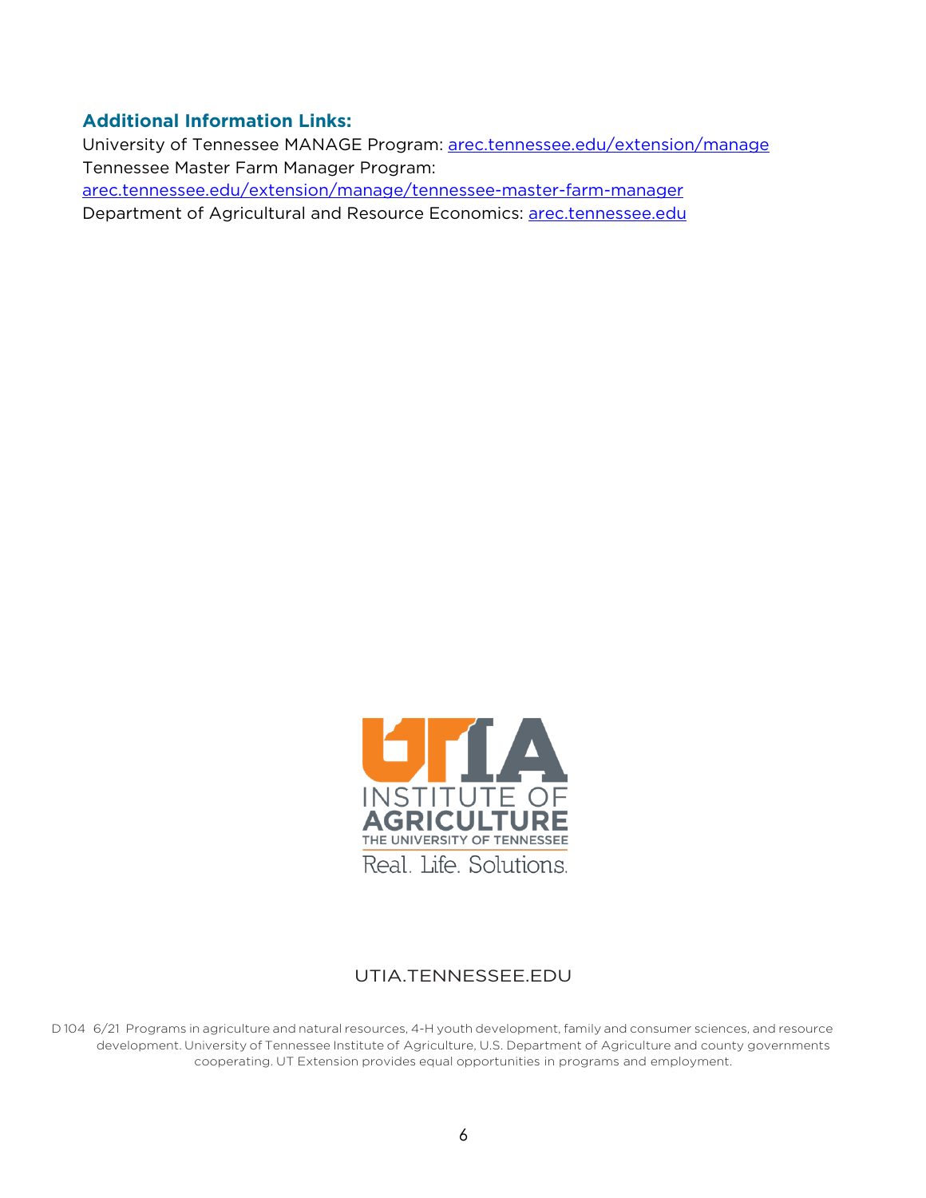### Additional Information Links:

University of Tennessee MANAGE Program: [arec.tennessee.edu/extension/manage](https://arec.tennessee.edu/extension/manage)
Tennessee Master Farm Manager Program: [arec.tennessee.edu/extension/manage/tennessee-master-farm-manager](https://arec.tennessee.edu/extension/manage/tennessee-master-farm-manager)
Department of Agricultural and Resource Economics: [arec.tennessee.edu](https://arec.tennessee.edu)

UTIA
INSTITUTE OF AGRICULTURE
THE UNIVERSITY OF TENNESSEE
Real. Life. Solutions.

UTIA.TENNESSEE.EDU

D 104 6/21 Programs in agriculture and natural resources, 4-H youth development, family and consumer sciences, and resource development. University of Tennessee Institute of Agriculture, U.S. Department of Agriculture and county governments cooperating. UT Extension provides equal opportunities in programs and employment.